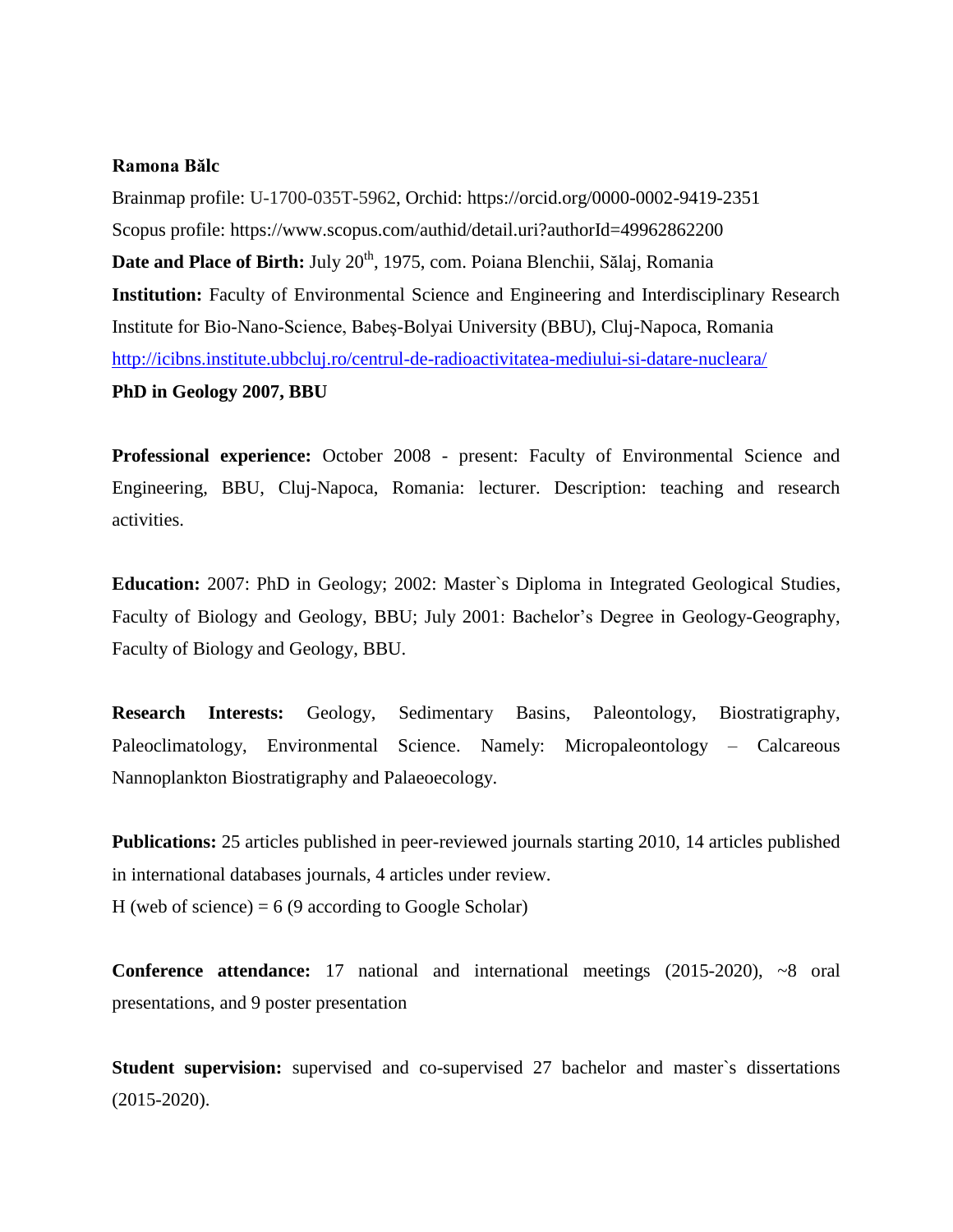**Ramona Bălc**

Brainmap profile: U-1700-035T-5962, Orchid: https://orcid.org/0000-0002-9419-2351

Scopus profile: https://www.scopus.com/authid/detail.uri?authorId=49962862200

**Date and Place of Birth:** July 20th, 1975, com. Poiana Blenchii, Sălaj, Romania

**Institution:** Faculty of Environmental Science and Engineering and Interdisciplinary Research Institute for Bio-Nano-Science, Babeş-Bolyai University (BBU), Cluj-Napoca, Romania

http://icibns.institute.ubbcluj.ro/centrul-de-radioactivitatea-mediului-si-datare-nucleara/

**PhD in Geology 2007, BBU**

**Professional experience:** October 2008 - present: Faculty of Environmental Science and Engineering, BBU, Cluj-Napoca, Romania: lecturer. Description: teaching and research activities.

**Education:** 2007: PhD in Geology; 2002: Master`s Diploma in Integrated Geological Studies, Faculty of Biology and Geology, BBU; July 2001: Bachelor's Degree in Geology-Geography, Faculty of Biology and Geology, BBU.

**Research Interests:** Geology, Sedimentary Basins, Paleontology, Biostratigraphy, Paleoclimatology, Environmental Science. Namely: Micropaleontology – Calcareous Nannoplankton Biostratigraphy and Palaeoecology.

**Publications:** 25 articles published in peer-reviewed journals starting 2010, 14 articles published in international databases journals, 4 articles under review.

H (web of science) = 6 (9 according to Google Scholar)

**Conference attendance:** 17 national and international meetings (2015-2020), ~8 oral presentations, and 9 poster presentation

**Student supervision:** supervised and co-supervised 27 bachelor and master`s dissertations (2015-2020).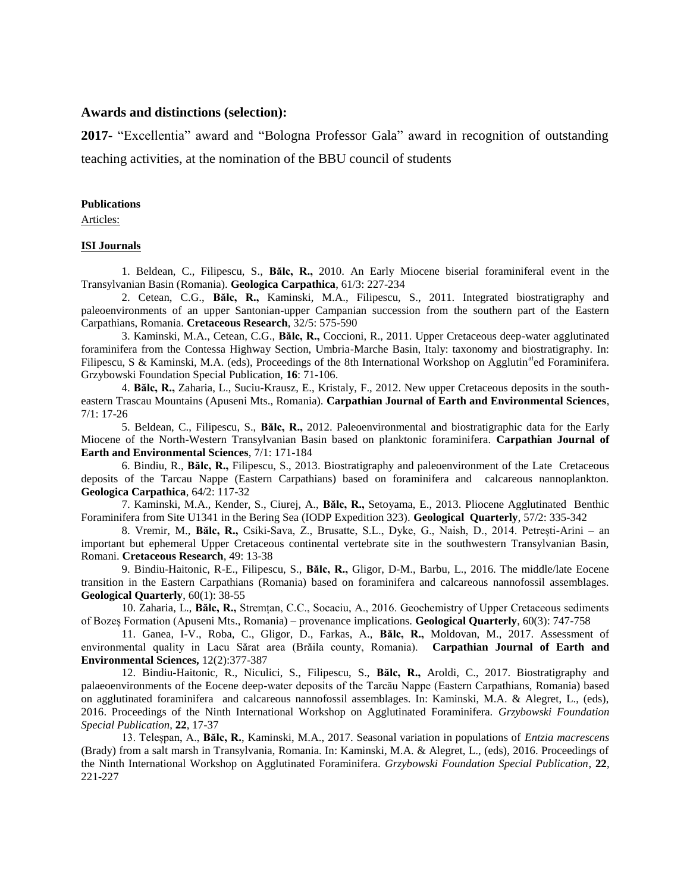### Awards and distinctions (selection):

**2017**- "Excellentia" award and "Bologna Professor Gala" award in recognition of outstanding teaching activities, at the nomination of the BBU council of students

**Publications**

Articles:

**ISI Journals**

1. Beldean, C., Filipescu, S., **Bălc, R.,** 2010. An Early Miocene biserial foraminiferal event in the Transylvanian Basin (Romania). **Geologica Carpathica**, 61/3: 227-234

2. Cetean, C.G., **Bălc, R.,** Kaminski, M.A., Filipescu, S., 2011. Integrated biostratigraphy and paleoenvironments of an upper Santonian-upper Campanian succession from the southern part of the Eastern Carpathians, Romania. **Cretaceous Research**, 32/5: 575-590

3. Kaminski, M.A., Cetean, C.G., **Bălc, R.,** Coccioni, R., 2011. Upper Cretaceous deep-water agglutinated foraminifera from the Contessa Highway Section, Umbria-Marche Basin, Italy: taxonomy and biostratigraphy. In: Filipescu, S & Kaminski, M.A. (eds), Proceedings of the 8th International Workshop on Agglutin[at]ed Foraminifera. Grzybowski Foundation Special Publication, **16**: 71-106.

4. **Bălc, R.,** Zaharia, L., Suciu-Krausz, E., Kristaly, F., 2012. New upper Cretaceous deposits in the south-eastern Trascau Mountains (Apuseni Mts., Romania). **Carpathian Journal of Earth and Environmental Sciences**, 7/1: 17-26

5. Beldean, C., Filipescu, S., **Bălc, R.,** 2012. Paleoenvironmental and biostratigraphic data for the Early Miocene of the North-Western Transylvanian Basin based on planktonic foraminifera. **Carpathian Journal of Earth and Environmental Sciences**, 7/1: 171-184

6. Bindiu, R., **Bălc, R.,** Filipescu, S., 2013. Biostratigraphy and paleoenvironment of the Late Cretaceous deposits of the Tarcau Nappe (Eastern Carpathians) based on foraminifera and calcareous nannoplankton. **Geologica Carpathica**, 64/2: 117-32

7. Kaminski, M.A., Kender, S., Ciurej, A., **Bălc, R.,** Setoyama, E., 2013. Pliocene Agglutinated Benthic Foraminifera from Site U1341 in the Bering Sea (IODP Expedition 323). **Geological Quarterly**, 57/2: 335-342

8. Vremir, M., **Bălc, R.,** Csiki-Sava, Z., Brusatte, S.L., Dyke, G., Naish, D., 2014. Petrești-Arini – an important but ephemeral Upper Cretaceous continental vertebrate site in the southwestern Transylvanian Basin, Romani. **Cretaceous Research**, 49: 13-38

9. Bindiu-Haitonic, R-E., Filipescu, S., **Bălc, R.,** Gligor, D-M., Barbu, L., 2016. The middle/late Eocene transition in the Eastern Carpathians (Romania) based on foraminifera and calcareous nannofossil assemblages. **Geological Quarterly**, 60(1): 38-55

10. Zaharia, L., **Bălc, R.,** Stremțan, C.C., Socaciu, A., 2016. Geochemistry of Upper Cretaceous sediments of Bozeș Formation (Apuseni Mts., Romania) – provenance implications. **Geological Quarterly**, 60(3): 747-758

11. Ganea, I-V., Roba, C., Gligor, D., Farkas, A., **Bălc, R.,** Moldovan, M., 2017. Assessment of environmental quality in Lacu Sărat area (Brăila county, Romania). **Carpathian Journal of Earth and Environmental Sciences,** 12(2):377-387

12. Bindiu-Haitonic, R., Niculici, S., Filipescu, S., **Bălc, R.,** Aroldi, C., 2017. Biostratigraphy and palaeoenvironments of the Eocene deep-water deposits of the Tarcău Nappe (Eastern Carpathians, Romania) based on agglutinated foraminifera and calcareous nannofossil assemblages. In: Kaminski, M.A. & Alegret, L., (eds), 2016. Proceedings of the Ninth International Workshop on Agglutinated Foraminifera. *Grzybowski Foundation Special Publication*, **22**, 17-37

13. Teleșpan, A., **Bălc, R.**, Kaminski, M.A., 2017. Seasonal variation in populations of *Entzia macrescens* (Brady) from a salt marsh in Transylvania, Romania. In: Kaminski, M.A. & Alegret, L., (eds), 2016. Proceedings of the Ninth International Workshop on Agglutinated Foraminifera. *Grzybowski Foundation Special Publication*, **22**, 221-227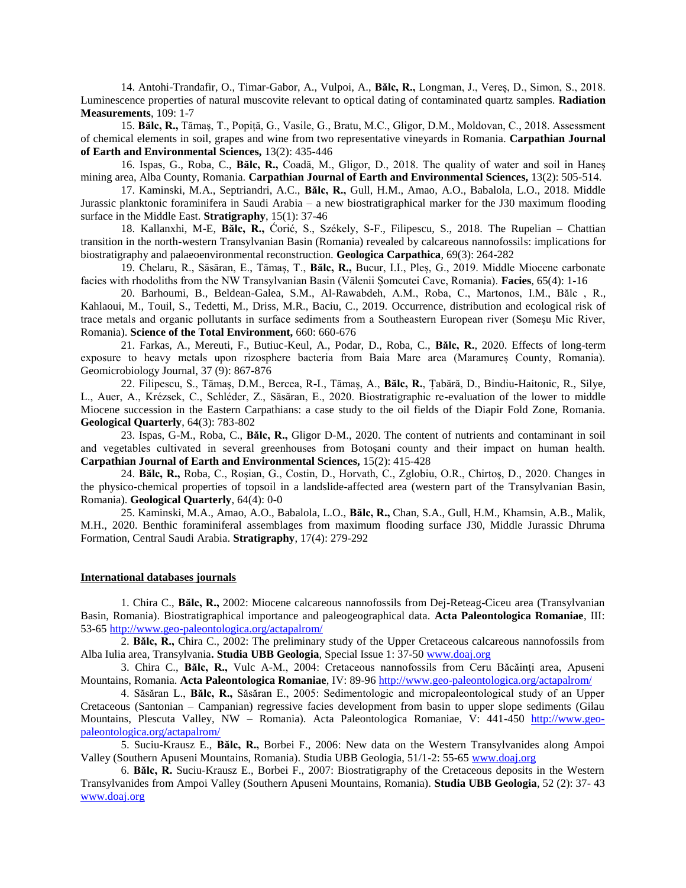14. Antohi-Trandafir, O., Timar-Gabor, A., Vulpoi, A., **Bălc, R.,** Longman, J., Vereș, D., Simon, S., 2018. Luminescence properties of natural muscovite relevant to optical dating of contaminated quartz samples. **Radiation Measurements**, 109: 1-7

15. **Bălc, R.,** Tămaș, T., Popiță, G., Vasile, G., Bratu, M.C., Gligor, D.M., Moldovan, C., 2018. Assessment of chemical elements in soil, grapes and wine from two representative vineyards in Romania. **Carpathian Journal of Earth and Environmental Sciences,** 13(2): 435-446

16. Ispas, G., Roba, C., **Bălc, R.,** Coadă, M., Gligor, D., 2018. The quality of water and soil in Haneș mining area, Alba County, Romania. **Carpathian Journal of Earth and Environmental Sciences,** 13(2): 505-514.

17. Kaminski, M.A., Septriandri, A.C., **Bălc, R.,** Gull, H.M., Amao, A.O., Babalola, L.O., 2018. Middle Jurassic planktonic foraminifera in Saudi Arabia – a new biostratigraphical marker for the J30 maximum flooding surface in the Middle East. **Stratigraphy**, 15(1): 37-46

18. Kallanxhi, M-E, **Bălc, R.,** Ćorić, S., Székely, S-F., Filipescu, S., 2018. The Rupelian – Chattian transition in the north-western Transylvanian Basin (Romania) revealed by calcareous nannofossils: implications for biostratigraphy and palaeoenvironmental reconstruction. **Geologica Carpathica**, 69(3): 264-282

19. Chelaru, R., Săsăran, E., Tămaș, T., **Bălc, R.,** Bucur, I.I., Pleș, G., 2019. Middle Miocene carbonate facies with rhodoliths from the NW Transylvanian Basin (Vălenii Șomcutei Cave, Romania). **Facies**, 65(4): 1-16

20. Barhoumi, B., Beldean-Galea, S.M., Al-Rawabdeh, A.M., Roba, C., Martonos, I.M., Bălc , R., Kahlaoui, M., Touil, S., Tedetti, M., Driss, M.R., Baciu, C., 2019. Occurrence, distribution and ecological risk of trace metals and organic pollutants in surface sediments from a Southeastern European river (Someşu Mic River, Romania). **Science of the Total Environment,** 660: 660-676

21. Farkas, A., Mereuti, F., Butiuc-Keul, A., Podar, D., Roba, C., **Bălc, R.**, 2020. Effects of long-term exposure to heavy metals upon rizosphere bacteria from Baia Mare area (Maramureș County, Romania). Geomicrobiology Journal, 37 (9): 867-876

22. Filipescu, S., Tămaș, D.M., Bercea, R-I., Tămaș, A., **Bălc, R.**, Țabără, D., Bindiu-Haitonic, R., Silye, L., Auer, A., Krézsek, C., Schléder, Z., Săsăran, E., 2020. Biostratigraphic re-evaluation of the lower to middle Miocene succession in the Eastern Carpathians: a case study to the oil fields of the Diapir Fold Zone, Romania. **Geological Quarterly**, 64(3): 783-802

23. Ispas, G-M., Roba, C., **Bălc, R.,** Gligor D-M., 2020. The content of nutrients and contaminant in soil and vegetables cultivated in several greenhouses from Botoșani county and their impact on human health. **Carpathian Journal of Earth and Environmental Sciences,** 15(2): 415-428

24. **Bălc, R.,** Roba, C., Roșian, G., Costin, D., Horvath, C., Zglobiu, O.R., Chirtoș, D., 2020. Changes in the physico-chemical properties of topsoil in a landslide-affected area (western part of the Transylvanian Basin, Romania). **Geological Quarterly**, 64(4): 0-0

25. Kaminski, M.A., Amao, A.O., Babalola, L.O., **Bălc, R.,** Chan, S.A., Gull, H.M., Khamsin, A.B., Malik, M.H., 2020. Benthic foraminiferal assemblages from maximum flooding surface J30, Middle Jurassic Dhruma Formation, Central Saudi Arabia. **Stratigraphy**, 17(4): 279-292

**International databases journals**

1. Chira C., **Bălc, R.,** 2002: Miocene calcareous nannofossils from Dej-Reteag-Ciceu area (Transylvanian Basin, Romania). Biostratigraphical importance and paleogeographical data. **Acta Paleontologica Romaniae**, III: 53-65 http://www.geo-paleontologica.org/actapalrom/

2. **Bălc, R.,** Chira C., 2002: The preliminary study of the Upper Cretaceous calcareous nannofossils from Alba Iulia area, Transylvania**. Studia UBB Geologia**, Special Issue 1: 37-50 www.doaj.org

3. Chira C., **Bălc, R.,** Vulc A-M., 2004: Cretaceous nannofossils from Ceru Băcăinți area, Apuseni Mountains, Romania. **Acta Paleontologica Romaniae**, IV: 89-96 http://www.geo-paleontologica.org/actapalrom/

4. Săsăran L., **Bălc, R.,** Săsăran E., 2005: Sedimentologic and micropaleontological study of an Upper Cretaceous (Santonian – Campanian) regressive facies development from basin to upper slope sediments (Gilau Mountains, Plescuta Valley, NW – Romania). Acta Paleontologica Romaniae, V: 441-450 http://www.geo-paleontologica.org/actapalrom/

5. Suciu-Krausz E., **Bălc, R.,** Borbei F., 2006: New data on the Western Transylvanides along Ampoi Valley (Southern Apuseni Mountains, Romania). Studia UBB Geologia, 51/1-2: 55-65 www.doaj.org

6. **Bălc, R.** Suciu-Krausz E., Borbei F., 2007: Biostratigraphy of the Cretaceous deposits in the Western Transylvanides from Ampoi Valley (Southern Apuseni Mountains, Romania). **Studia UBB Geologia**, 52 (2): 37- 43 www.doaj.org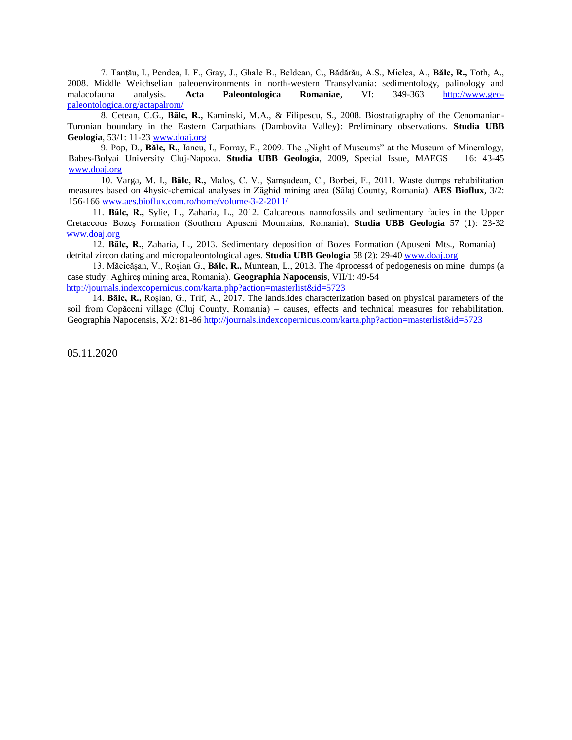7. Tanţău, I., Pendea, I. F., Gray, J., Ghale B., Beldean, C., Bădărău, A.S., Miclea, A., **Bălc, R.,** Toth, A., 2008. Middle Weichselian paleoenvironments in north-western Transylvania: sedimentology, palinology and malacofauna analysis. **Acta Paleontologica Romaniae**, VI: 349-363 http://www.geo-paleontologica.org/actapalrom/

8. Cetean, C.G., **Bălc, R.,** Kaminski, M.A., & Filipescu, S., 2008. Biostratigraphy of the Cenomanian-Turonian boundary in the Eastern Carpathians (Dambovita Valley): Preliminary observations. **Studia UBB Geologia**, 53/1: 11-23 www.doaj.org

9. Pop, D., **Bălc, R.,** Iancu, I., Forray, F., 2009. The „Night of Museums" at the Museum of Mineralogy, Babes-Bolyai University Cluj-Napoca. **Studia UBB Geologia**, 2009, Special Issue, MAEGS – 16: 43-45 www.doaj.org

10. Varga, M. I., **Bălc, R.,** Maloş, C. V., Şamşudean, C., Borbei, F., 2011. Waste dumps rehabilitation measures based on 4hysic-chemical analyses in Zăghid mining area (Sălaj County, Romania). **AES Bioflux**, 3/2: 156-166 www.aes.bioflux.com.ro/home/volume-3-2-2011/

11. **Bălc, R.,** Sylie, L., Zaharia, L., 2012. Calcareous nannofossils and sedimentary facies in the Upper Cretaceous Bozeş Formation (Southern Apuseni Mountains, Romania), **Studia UBB Geologia** 57 (1): 23-32 www.doaj.org

12. **Bălc, R.,** Zaharia, L., 2013. Sedimentary deposition of Bozes Formation (Apuseni Mts., Romania) – detrital zircon dating and micropaleontological ages. **Studia UBB Geologia** 58 (2): 29-40 www.doaj.org

13. Măcicășan, V., Roșian G., **Bălc, R.,** Muntean, L., 2013. The 4process4 of pedogenesis on mine dumps (a case study: Aghireș mining area, Romania). **Geographia Napocensis**, VII/1: 49-54 http://journals.indexcopernicus.com/karta.php?action=masterlist&id=5723

14. **Bălc, R.,** Roșian, G., Trif, A., 2017. The landslides characterization based on physical parameters of the soil from Copăceni village (Cluj County, Romania) – causes, effects and technical measures for rehabilitation. Geographia Napocensis, X/2: 81-86 http://journals.indexcopernicus.com/karta.php?action=masterlist&id=5723

05.11.2020